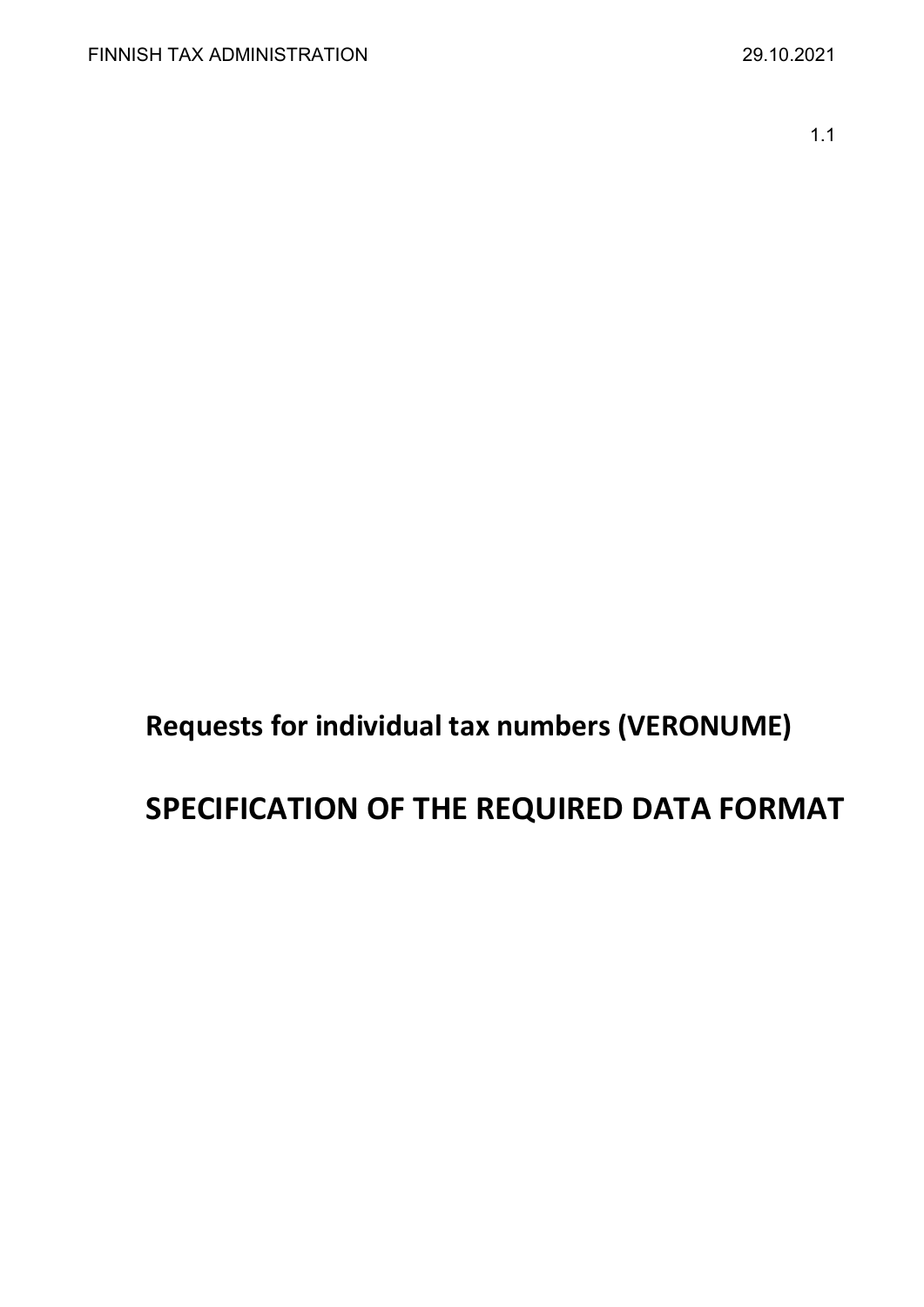FINNISH TAX ADMINISTRATION

29.10.2021

1.1

# Requests for individual tax numbers (VERONUME)

# SPECIFICATION OF THE REQUIRED DATA FORMAT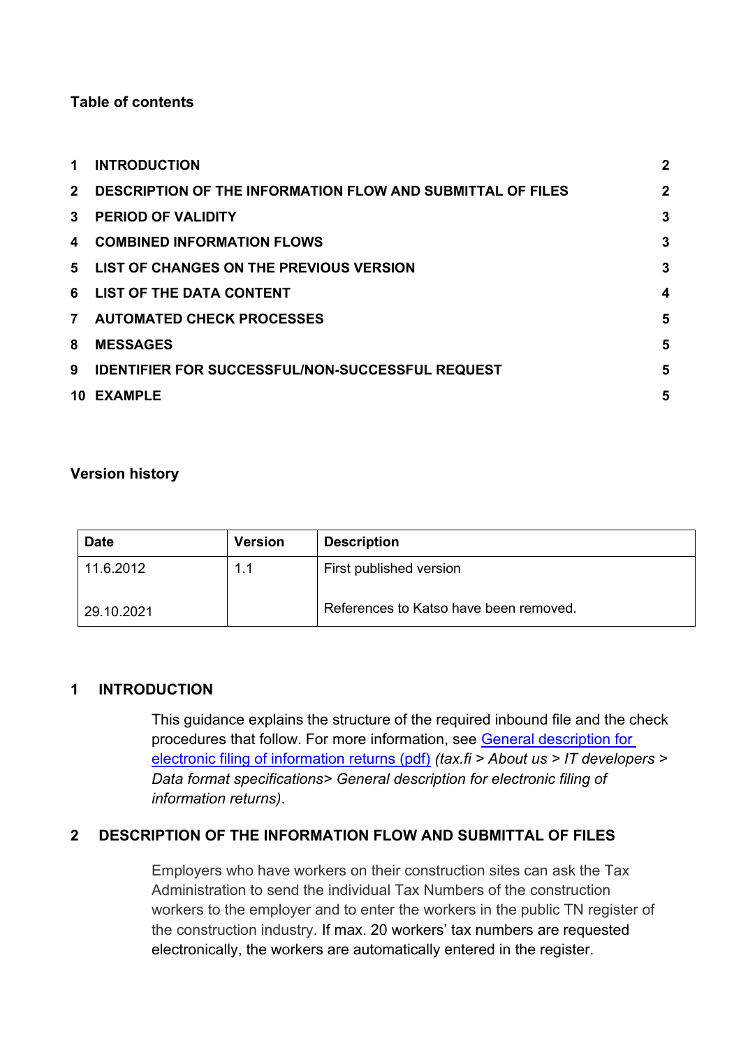**Table of contents**

| | | |
|---|---|---|
| 1 | INTRODUCTION | 2 |
| 2 | DESCRIPTION OF THE INFORMATION FLOW AND SUBMITTAL OF FILES | 2 |
| 3 | PERIOD OF VALIDITY | 3 |
| 4 | COMBINED INFORMATION FLOWS | 3 |
| 5 | LIST OF CHANGES ON THE PREVIOUS VERSION | 3 |
| 6 | LIST OF THE DATA CONTENT | 4 |
| 7 | AUTOMATED CHECK PROCESSES | 5 |
| 8 | MESSAGES | 5 |
| 9 | IDENTIFIER FOR SUCCESSFUL/NON-SUCCESSFUL REQUEST | 5 |
| 10 | EXAMPLE | 5 |

**Version history**

| Date | Version | Description |
|---|---|---|
| 11.6.2012 | 1.1 | First published version |
| 29.10.2021 | | References to Katso have been removed. |

## 1 INTRODUCTION

This guidance explains the structure of the required inbound file and the check procedures that follow. For more information, see [General description for electronic filing of information returns (pdf)](#) *(tax.fi > About us > IT developers > Data format specifications> General description for electronic filing of information returns)*.

## 2 DESCRIPTION OF THE INFORMATION FLOW AND SUBMITTAL OF FILES

Employers who have workers on their construction sites can ask the Tax Administration to send the individual Tax Numbers of the construction workers to the employer and to enter the workers in the public TN register of the construction industry. If max. 20 workers' tax numbers are requested electronically, the workers are automatically entered in the register.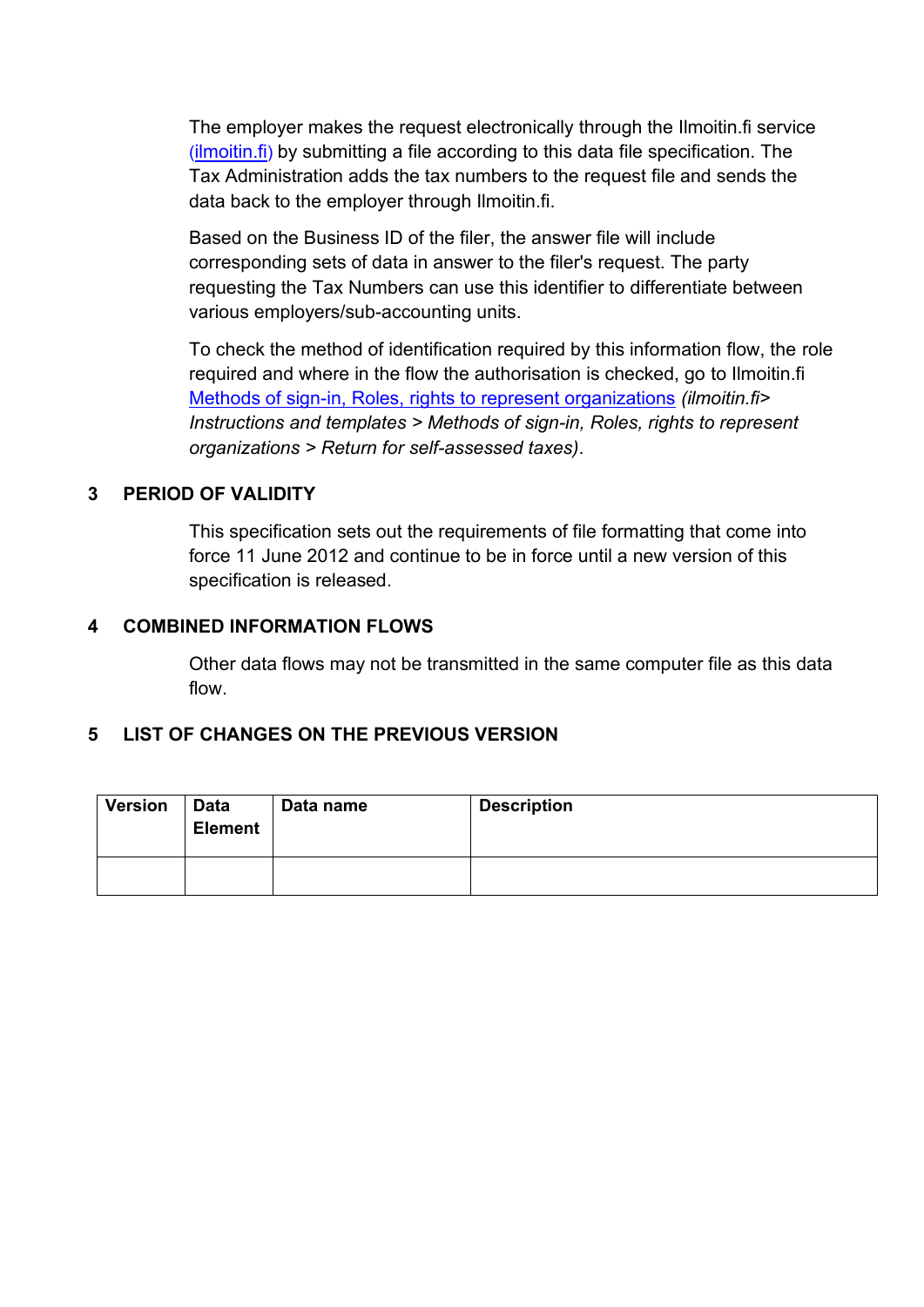The employer makes the request electronically through the Ilmoitin.fi service [(ilmoitin.fi)](ilmoitin.fi) by submitting a file according to this data file specification. The Tax Administration adds the tax numbers to the request file and sends the data back to the employer through Ilmoitin.fi.

Based on the Business ID of the filer, the answer file will include corresponding sets of data in answer to the filer's request. The party requesting the Tax Numbers can use this identifier to differentiate between various employers/sub-accounting units.

To check the method of identification required by this information flow, the role required and where in the flow the authorisation is checked, go to Ilmoitin.fi Methods of sign-in, Roles, rights to represent organizations *(ilmoitin.fi> Instructions and templates > Methods of sign-in, Roles, rights to represent organizations > Return for self-assessed taxes)*.

## 3 PERIOD OF VALIDITY

This specification sets out the requirements of file formatting that come into force 11 June 2012 and continue to be in force until a new version of this specification is released.

## 4 COMBINED INFORMATION FLOWS

Other data flows may not be transmitted in the same computer file as this data flow.

## 5 LIST OF CHANGES ON THE PREVIOUS VERSION

| Version | Data Element | Data name | Description |
|---|---|---|---|
| | | | |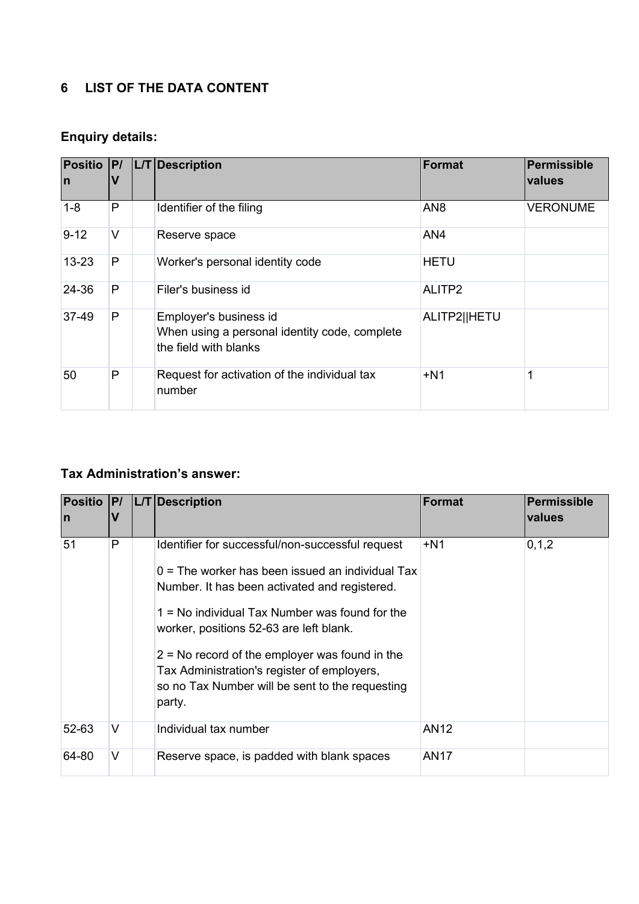## 6 LIST OF THE DATA CONTENT

### Enquiry details:

| Position | P/V | L/T | Description | Format | Permissible values |
|---|---|---|---|---|---|
| 1-8 | P | | Identifier of the filing | AN8 | VERONUME |
| 9-12 | V | | Reserve space | AN4 | |
| 13-23 | P | | Worker's personal identity code | HETU | |
| 24-36 | P | | Filer's business id | ALITP2 | |
| 37-49 | P | | Employer's business id<br>When using a personal identity code, complete the field with blanks | ALITP2\|\|HETU | |
| 50 | P | | Request for activation of the individual tax number | +N1 | 1 |

### Tax Administration's answer:

| Position | P/V | L/T | Description | Format | Permissible values |
|---|---|---|---|---|---|
| 51 | P | | Identifier for successful/non-successful request<br><br>0 = The worker has been issued an individual Tax Number. It has been activated and registered.<br><br>1 = No individual Tax Number was found for the worker, positions 52-63 are left blank.<br><br>2 = No record of the employer was found in the Tax Administration's register of employers, so no Tax Number will be sent to the requesting party. | +N1 | 0,1,2 |
| 52-63 | V | | Individual tax number | AN12 | |
| 64-80 | V | | Reserve space, is padded with blank spaces | AN17 | |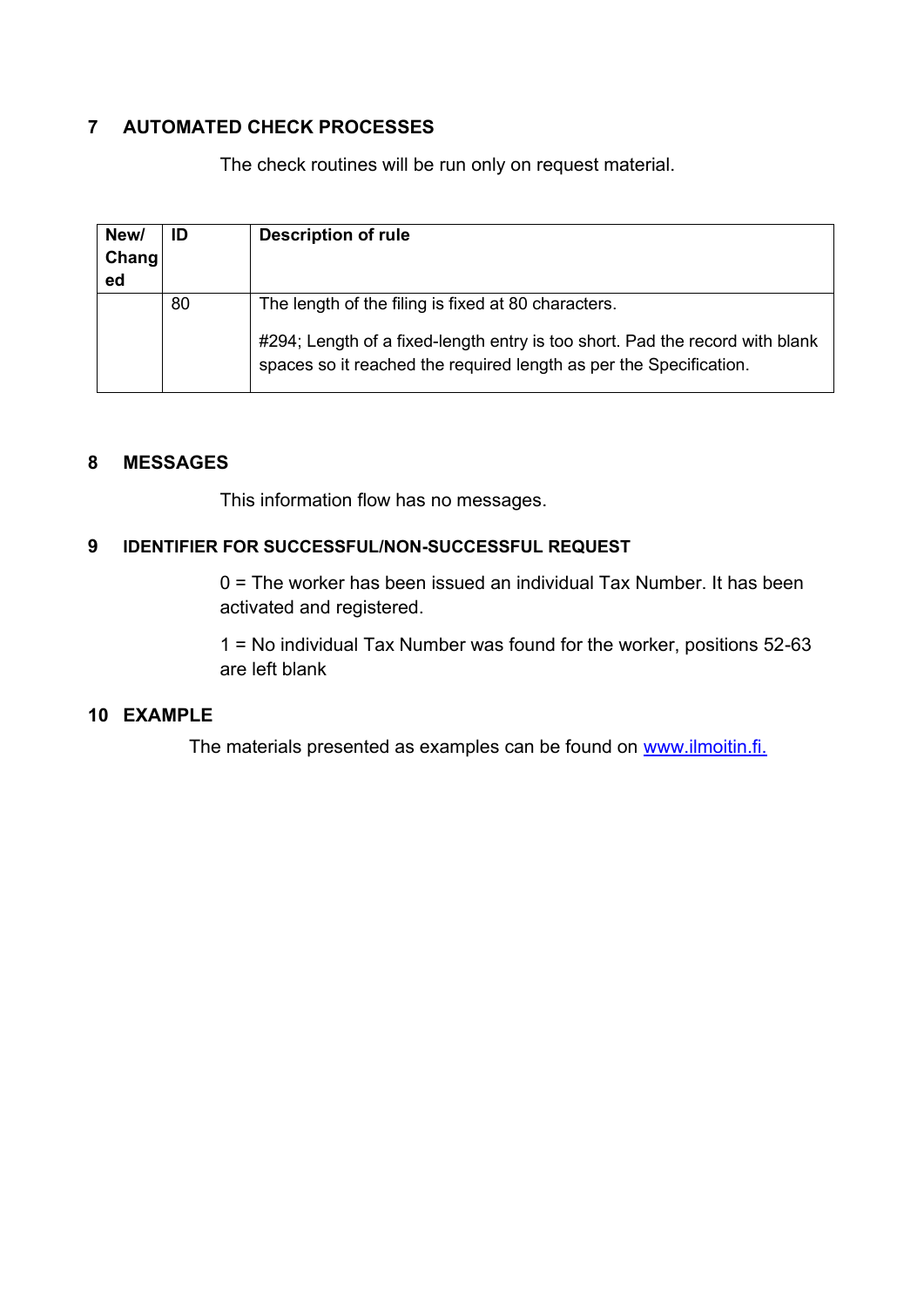## 7 AUTOMATED CHECK PROCESSES

The check routines will be run only on request material.

| New/ Changed | ID | Description of rule |
|---|---|---|
| | 80 | The length of the filing is fixed at 80 characters.<br><br>#294; Length of a fixed-length entry is too short. Pad the record with blank spaces so it reached the required length as per the Specification. |

## 8 MESSAGES

This information flow has no messages.

## 9 IDENTIFIER FOR SUCCESSFUL/NON-SUCCESSFUL REQUEST

0 = The worker has been issued an individual Tax Number. It has been activated and registered.

1 = No individual Tax Number was found for the worker, positions 52-63 are left blank

## 10 EXAMPLE

The materials presented as examples can be found on www.ilmoitin.fi.